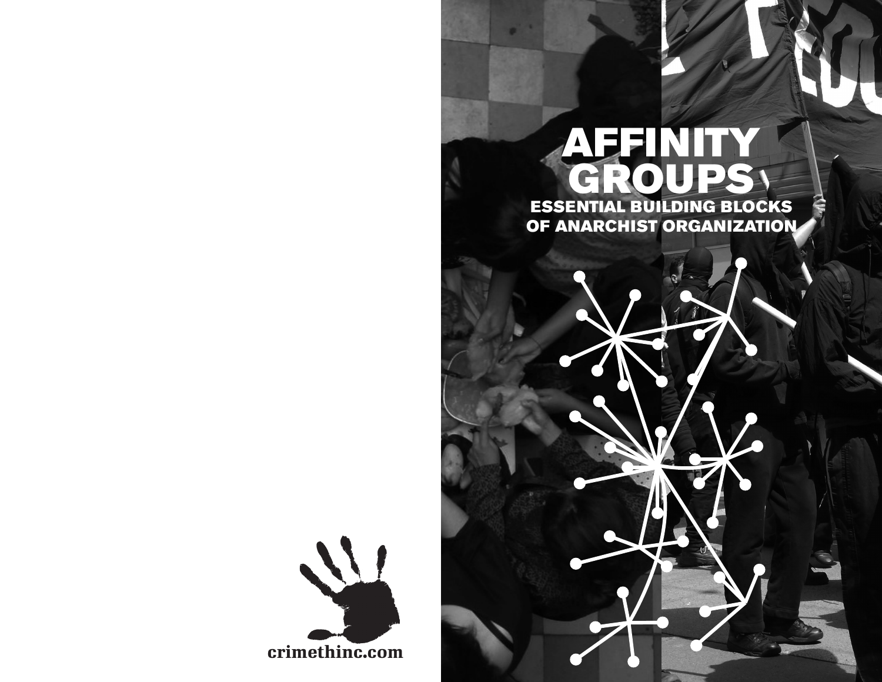# AFFINITY GROUPS

## ESSENTIAL BUILDING BLOCKS OF ANARCHIST ORGANIZATION

crimethinc.com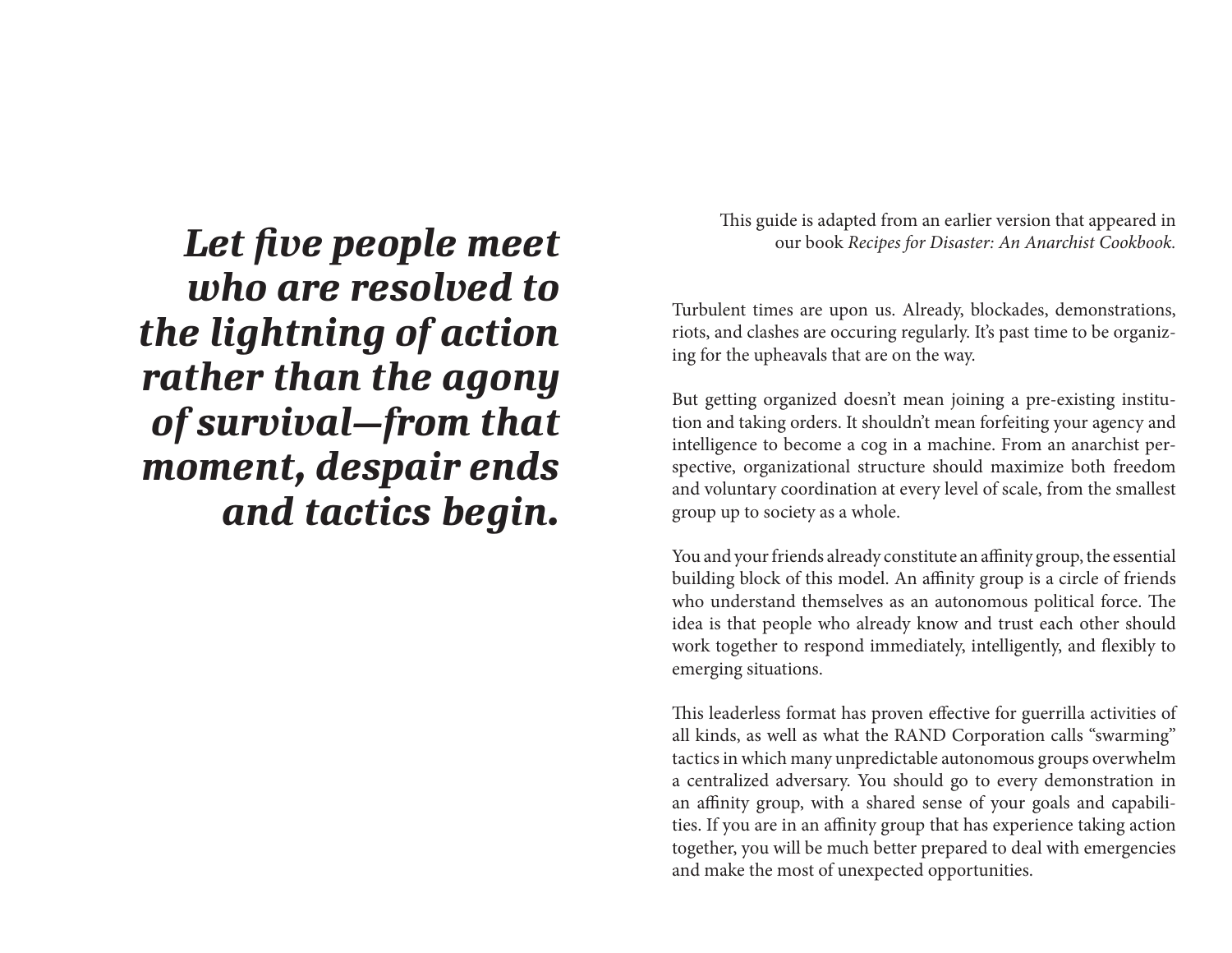***Let five people meet who are resolved to the lightning of action rather than the agony of survival—from that moment, despair ends and tactics begin.***

This guide is adapted from an earlier version that appeared in our book *Recipes for Disaster: An Anarchist Cookbook.*

Turbulent times are upon us. Already, blockades, demonstrations, riots, and clashes are occuring regularly. It's past time to be organizing for the upheavals that are on the way.

But getting organized doesn't mean joining a pre-existing institution and taking orders. It shouldn't mean forfeiting your agency and intelligence to become a cog in a machine. From an anarchist perspective, organizational structure should maximize both freedom and voluntary coordination at every level of scale, from the smallest group up to society as a whole.

You and your friends already constitute an affinity group, the essential building block of this model. An affinity group is a circle of friends who understand themselves as an autonomous political force. The idea is that people who already know and trust each other should work together to respond immediately, intelligently, and flexibly to emerging situations.

This leaderless format has proven effective for guerrilla activities of all kinds, as well as what the RAND Corporation calls "swarming" tactics in which many unpredictable autonomous groups overwhelm a centralized adversary. You should go to every demonstration in an affinity group, with a shared sense of your goals and capabilities. If you are in an affinity group that has experience taking action together, you will be much better prepared to deal with emergencies and make the most of unexpected opportunities.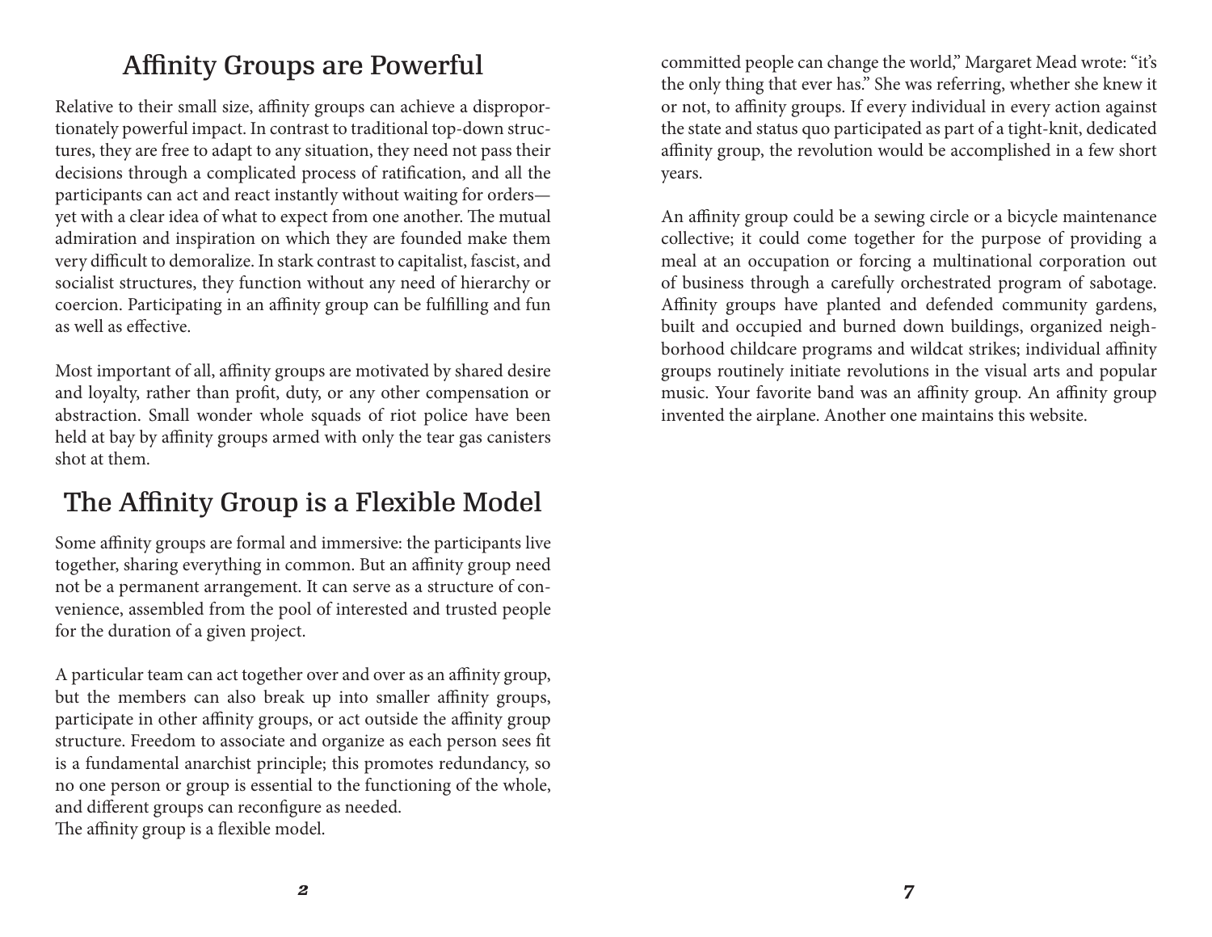## Affinity Groups are Powerful

Relative to their small size, affinity groups can achieve a disproportionately powerful impact. In contrast to traditional top-down structures, they are free to adapt to any situation, they need not pass their decisions through a complicated process of ratification, and all the participants can act and react instantly without waiting for orders—yet with a clear idea of what to expect from one another. The mutual admiration and inspiration on which they are founded make them very difficult to demoralize. In stark contrast to capitalist, fascist, and socialist structures, they function without any need of hierarchy or coercion. Participating in an affinity group can be fulfilling and fun as well as effective.

Most important of all, affinity groups are motivated by shared desire and loyalty, rather than profit, duty, or any other compensation or abstraction. Small wonder whole squads of riot police have been held at bay by affinity groups armed with only the tear gas canisters shot at them.

## The Affinity Group is a Flexible Model

Some affinity groups are formal and immersive: the participants live together, sharing everything in common. But an affinity group need not be a permanent arrangement. It can serve as a structure of convenience, assembled from the pool of interested and trusted people for the duration of a given project.

A particular team can act together over and over as an affinity group, but the members can also break up into smaller affinity groups, participate in other affinity groups, or act outside the affinity group structure. Freedom to associate and organize as each person sees fit is a fundamental anarchist principle; this promotes redundancy, so no one person or group is essential to the functioning of the whole, and different groups can reconfigure as needed.
The affinity group is a flexible model.

committed people can change the world," Margaret Mead wrote: "it's the only thing that ever has." She was referring, whether she knew it or not, to affinity groups. If every individual in every action against the state and status quo participated as part of a tight-knit, dedicated affinity group, the revolution would be accomplished in a few short years.

An affinity group could be a sewing circle or a bicycle maintenance collective; it could come together for the purpose of providing a meal at an occupation or forcing a multinational corporation out of business through a carefully orchestrated program of sabotage. Affinity groups have planted and defended community gardens, built and occupied and burned down buildings, organized neighborhood childcare programs and wildcat strikes; individual affinity groups routinely initiate revolutions in the visual arts and popular music. Your favorite band was an affinity group. An affinity group invented the airplane. Another one maintains this website.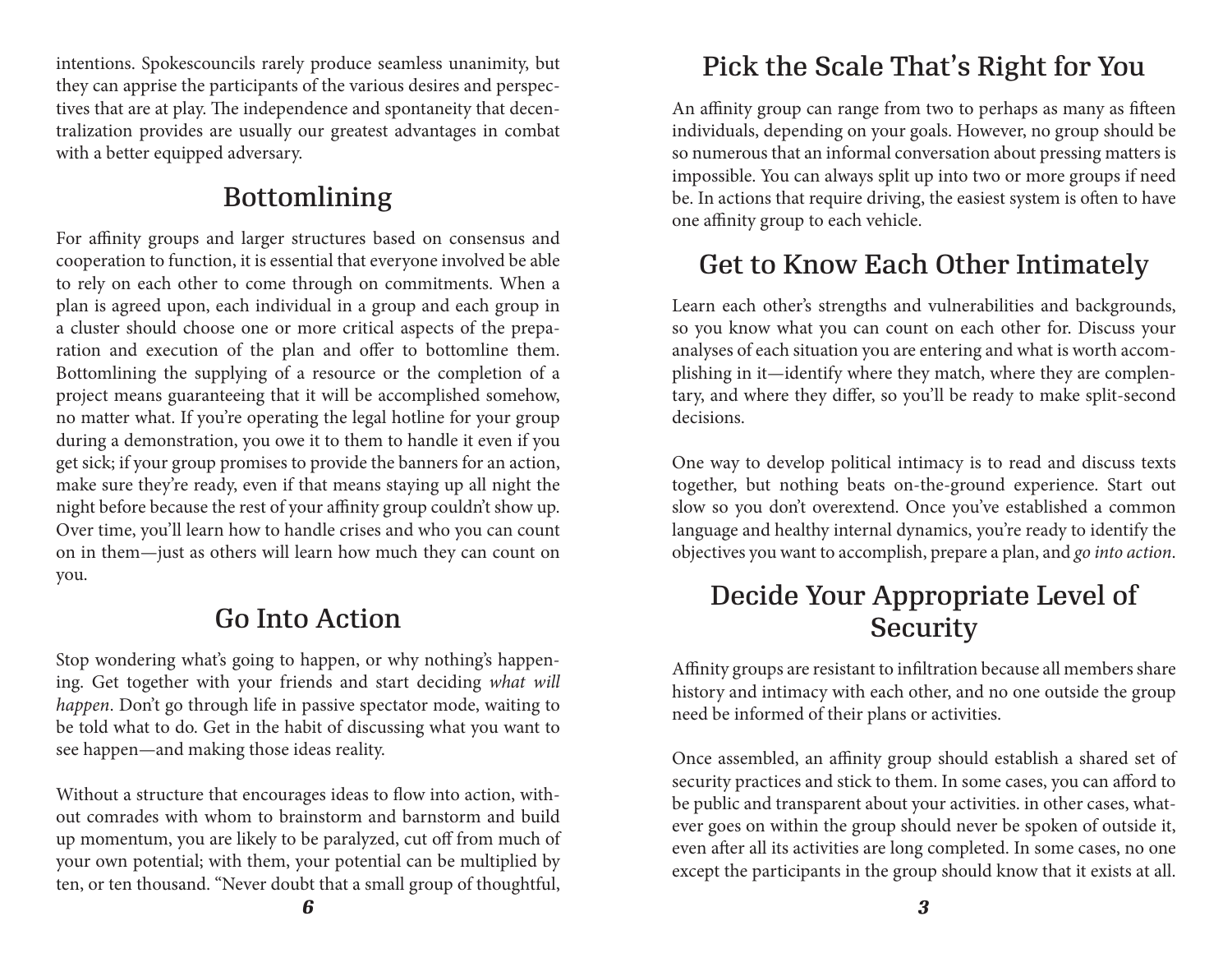intentions. Spokescouncils rarely produce seamless unanimity, but they can apprise the participants of the various desires and perspectives that are at play. The independence and spontaneity that decentralization provides are usually our greatest advantages in combat with a better equipped adversary.

## Bottomlining

For affinity groups and larger structures based on consensus and cooperation to function, it is essential that everyone involved be able to rely on each other to come through on commitments. When a plan is agreed upon, each individual in a group and each group in a cluster should choose one or more critical aspects of the preparation and execution of the plan and offer to bottomline them. Bottomlining the supplying of a resource or the completion of a project means guaranteeing that it will be accomplished somehow, no matter what. If you're operating the legal hotline for your group during a demonstration, you owe it to them to handle it even if you get sick; if your group promises to provide the banners for an action, make sure they're ready, even if that means staying up all night the night before because the rest of your affinity group couldn't show up. Over time, you'll learn how to handle crises and who you can count on in them—just as others will learn how much they can count on you.

## Go Into Action

Stop wondering what's going to happen, or why nothing's happening. Get together with your friends and start deciding *what will happen*. Don't go through life in passive spectator mode, waiting to be told what to do. Get in the habit of discussing what you want to see happen—and making those ideas reality.

Without a structure that encourages ideas to flow into action, without comrades with whom to brainstorm and barnstorm and build up momentum, you are likely to be paralyzed, cut off from much of your own potential; with them, your potential can be multiplied by ten, or ten thousand. "Never doubt that a small group of thoughtful,

## Pick the Scale That's Right for You

An affinity group can range from two to perhaps as many as fifteen individuals, depending on your goals. However, no group should be so numerous that an informal conversation about pressing matters is impossible. You can always split up into two or more groups if need be. In actions that require driving, the easiest system is often to have one affinity group to each vehicle.

## Get to Know Each Other Intimately

Learn each other's strengths and vulnerabilities and backgrounds, so you know what you can count on each other for. Discuss your analyses of each situation you are entering and what is worth accomplishing in it—identify where they match, where they are complentary, and where they differ, so you'll be ready to make split-second decisions.

One way to develop political intimacy is to read and discuss texts together, but nothing beats on-the-ground experience. Start out slow so you don't overextend. Once you've established a common language and healthy internal dynamics, you're ready to identify the objectives you want to accomplish, prepare a plan, and *go into action*.

## Decide Your Appropriate Level of Security

Affinity groups are resistant to infiltration because all members share history and intimacy with each other, and no one outside the group need be informed of their plans or activities.

Once assembled, an affinity group should establish a shared set of security practices and stick to them. In some cases, you can afford to be public and transparent about your activities. in other cases, whatever goes on within the group should never be spoken of outside it, even after all its activities are long completed. In some cases, no one except the participants in the group should know that it exists at all.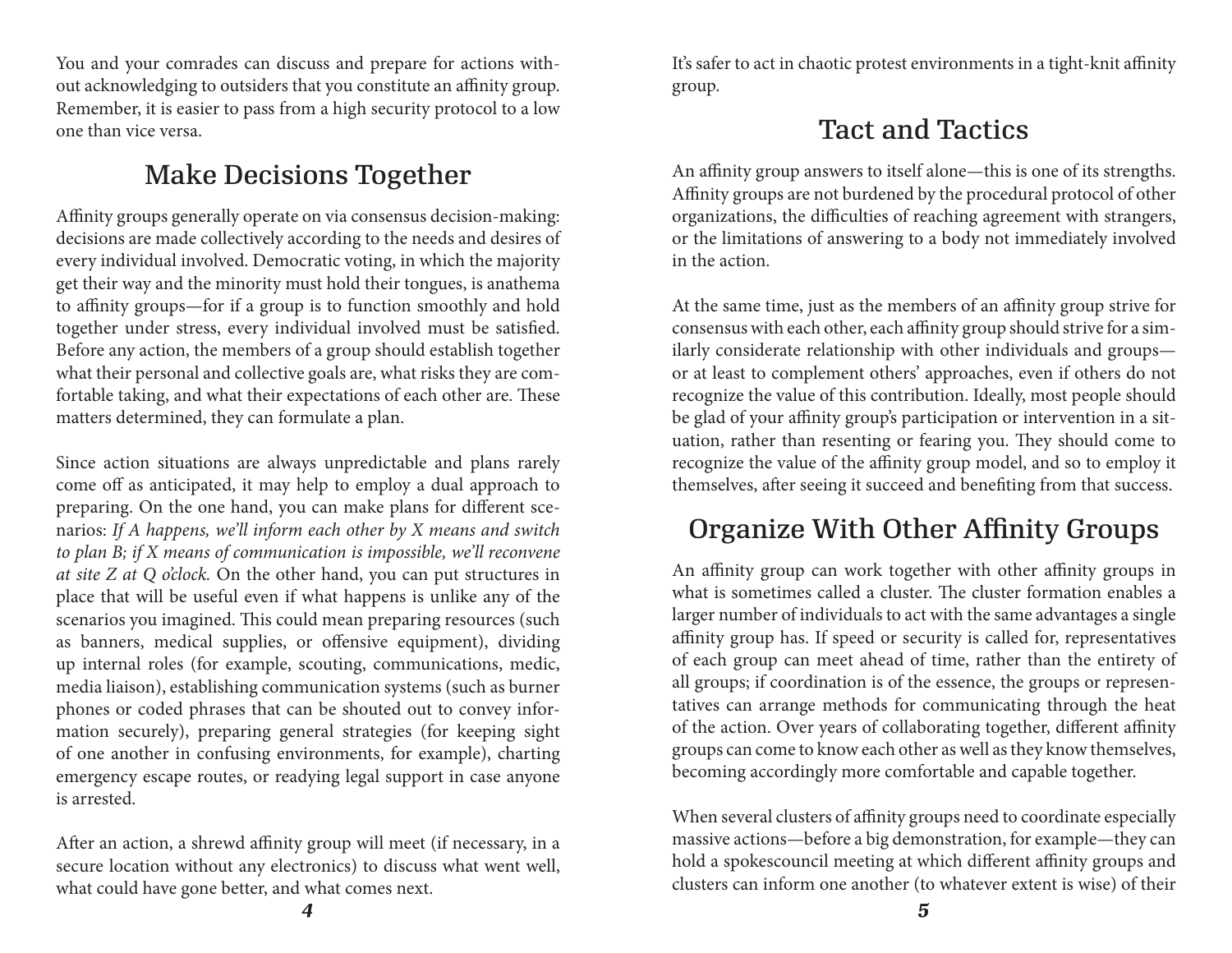You and your comrades can discuss and prepare for actions without acknowledging to outsiders that you constitute an affinity group. Remember, it is easier to pass from a high security protocol to a low one than vice versa.

## Make Decisions Together

Affinity groups generally operate on via consensus decision-making: decisions are made collectively according to the needs and desires of every individual involved. Democratic voting, in which the majority get their way and the minority must hold their tongues, is anathema to affinity groups—for if a group is to function smoothly and hold together under stress, every individual involved must be satisfied. Before any action, the members of a group should establish together what their personal and collective goals are, what risks they are comfortable taking, and what their expectations of each other are. These matters determined, they can formulate a plan.

Since action situations are always unpredictable and plans rarely come off as anticipated, it may help to employ a dual approach to preparing. On the one hand, you can make plans for different scenarios: *If A happens, we'll inform each other by X means and switch to plan B; if X means of communication is impossible, we'll reconvene at site Z at Q o'clock.* On the other hand, you can put structures in place that will be useful even if what happens is unlike any of the scenarios you imagined. This could mean preparing resources (such as banners, medical supplies, or offensive equipment), dividing up internal roles (for example, scouting, communications, medic, media liaison), establishing communication systems (such as burner phones or coded phrases that can be shouted out to convey information securely), preparing general strategies (for keeping sight of one another in confusing environments, for example), charting emergency escape routes, or readying legal support in case anyone is arrested.

After an action, a shrewd affinity group will meet (if necessary, in a secure location without any electronics) to discuss what went well, what could have gone better, and what comes next.

It's safer to act in chaotic protest environments in a tight-knit affinity group.

## Tact and Tactics

An affinity group answers to itself alone—this is one of its strengths. Affinity groups are not burdened by the procedural protocol of other organizations, the difficulties of reaching agreement with strangers, or the limitations of answering to a body not immediately involved in the action.

At the same time, just as the members of an affinity group strive for consensus with each other, each affinity group should strive for a similarly considerate relationship with other individuals and groups—or at least to complement others' approaches, even if others do not recognize the value of this contribution. Ideally, most people should be glad of your affinity group's participation or intervention in a situation, rather than resenting or fearing you. They should come to recognize the value of the affinity group model, and so to employ it themselves, after seeing it succeed and benefiting from that success.

## Organize With Other Affinity Groups

An affinity group can work together with other affinity groups in what is sometimes called a cluster. The cluster formation enables a larger number of individuals to act with the same advantages a single affinity group has. If speed or security is called for, representatives of each group can meet ahead of time, rather than the entirety of all groups; if coordination is of the essence, the groups or representatives can arrange methods for communicating through the heat of the action. Over years of collaborating together, different affinity groups can come to know each other as well as they know themselves, becoming accordingly more comfortable and capable together.

When several clusters of affinity groups need to coordinate especially massive actions—before a big demonstration, for example—they can hold a spokescouncil meeting at which different affinity groups and clusters can inform one another (to whatever extent is wise) of their